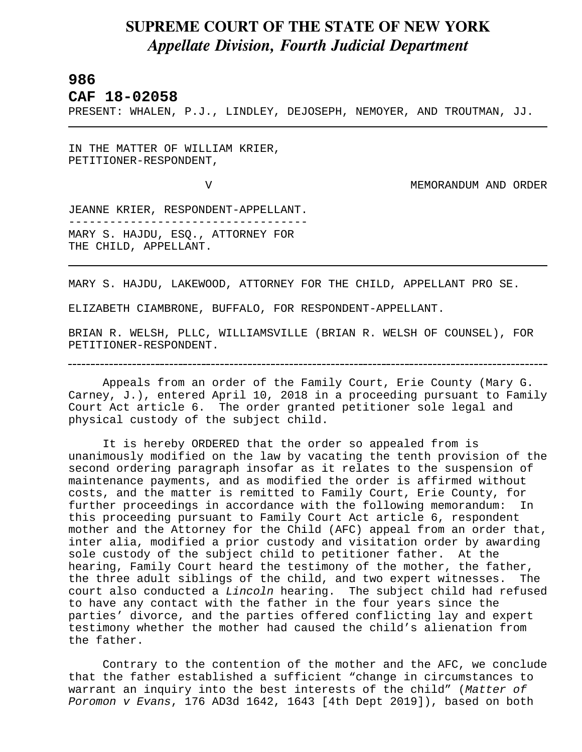# SUPREME COURT OF THE STATE OF NEW YORK
## *Appellate Division, Fourth Judicial Department*

**986**

**CAF 18-02058**

PRESENT: WHALEN, P.J., LINDLEY, DEJOSEPH, NEMOYER, AND TROUTMAN, JJ.

---

IN THE MATTER OF WILLIAM KRIER,
PETITIONER-RESPONDENT,

V MEMORANDUM AND ORDER

JEANNE KRIER, RESPONDENT-APPELLANT.

MARY S. HAJDU, ESQ., ATTORNEY FOR
THE CHILD, APPELLANT.

---

MARY S. HAJDU, LAKEWOOD, ATTORNEY FOR THE CHILD, APPELLANT PRO SE.

ELIZABETH CIAMBRONE, BUFFALO, FOR RESPONDENT-APPELLANT.

BRIAN R. WELSH, PLLC, WILLIAMSVILLE (BRIAN R. WELSH OF COUNSEL), FOR PETITIONER-RESPONDENT.

---

Appeals from an order of the Family Court, Erie County (Mary G. Carney, J.), entered April 10, 2018 in a proceeding pursuant to Family Court Act article 6. The order granted petitioner sole legal and physical custody of the subject child.

It is hereby ORDERED that the order so appealed from is unanimously modified on the law by vacating the tenth provision of the second ordering paragraph insofar as it relates to the suspension of maintenance payments, and as modified the order is affirmed without costs, and the matter is remitted to Family Court, Erie County, for further proceedings in accordance with the following memorandum: In this proceeding pursuant to Family Court Act article 6, respondent mother and the Attorney for the Child (AFC) appeal from an order that, inter alia, modified a prior custody and visitation order by awarding sole custody of the subject child to petitioner father. At the hearing, Family Court heard the testimony of the mother, the father, the three adult siblings of the child, and two expert witnesses. The court also conducted a *Lincoln* hearing. The subject child had refused to have any contact with the father in the four years since the parties' divorce, and the parties offered conflicting lay and expert testimony whether the mother had caused the child's alienation from the father.

Contrary to the contention of the mother and the AFC, we conclude that the father established a sufficient "change in circumstances to warrant an inquiry into the best interests of the child" (*Matter of Poromon v Evans*, 176 AD3d 1642, 1643 [4th Dept 2019]), based on both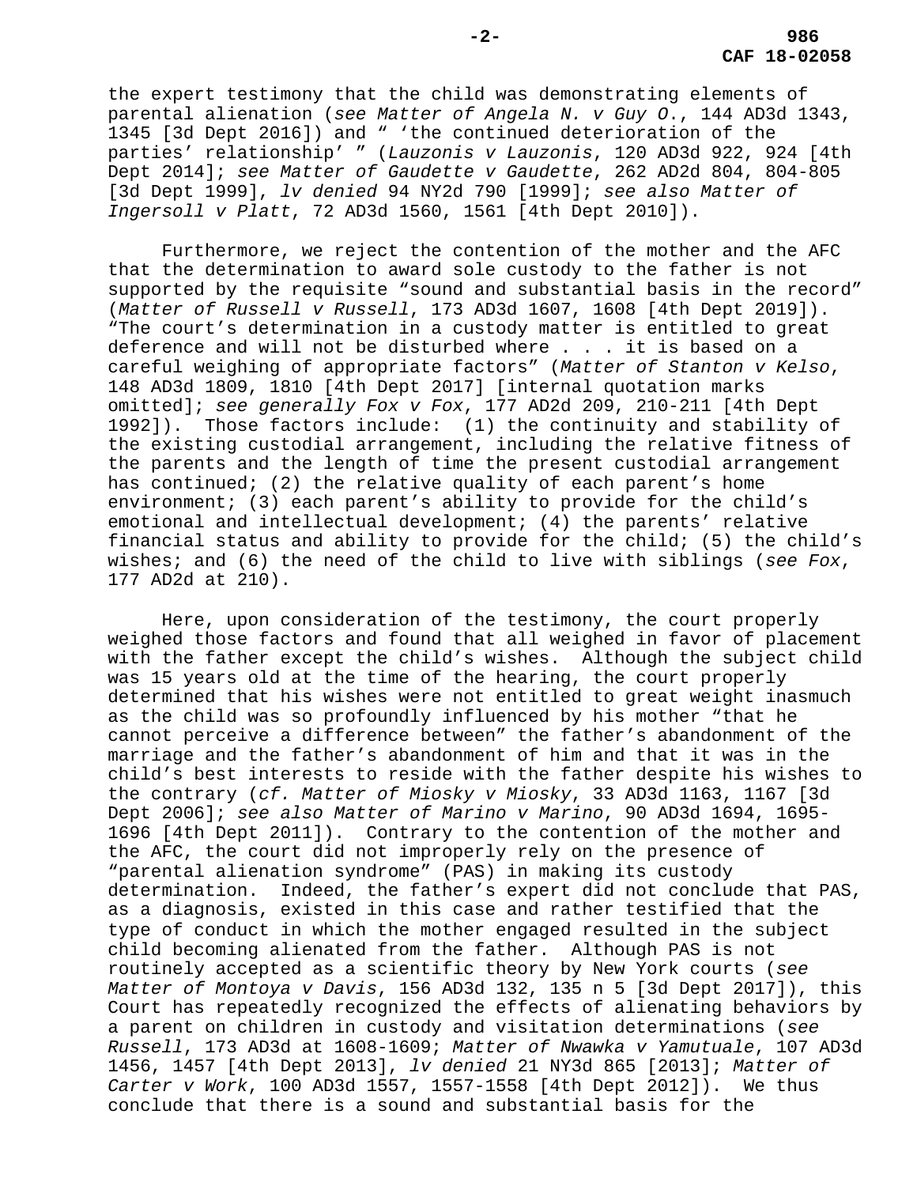the expert testimony that the child was demonstrating elements of parental alienation (*see Matter of Angela N. v Guy O.*, 144 AD3d 1343, 1345 [3d Dept 2016]) and " 'the continued deterioration of the parties' relationship' " (*Lauzonis v Lauzonis*, 120 AD3d 922, 924 [4th Dept 2014]; *see Matter of Gaudette v Gaudette*, 262 AD2d 804, 804-805 [3d Dept 1999], *lv denied* 94 NY2d 790 [1999]; *see also Matter of Ingersoll v Platt*, 72 AD3d 1560, 1561 [4th Dept 2010]).

Furthermore, we reject the contention of the mother and the AFC that the determination to award sole custody to the father is not supported by the requisite "sound and substantial basis in the record" (*Matter of Russell v Russell*, 173 AD3d 1607, 1608 [4th Dept 2019]). "The court's determination in a custody matter is entitled to great deference and will not be disturbed where . . . it is based on a careful weighing of appropriate factors" (*Matter of Stanton v Kelso*, 148 AD3d 1809, 1810 [4th Dept 2017] [internal quotation marks omitted]; *see generally Fox v Fox*, 177 AD2d 209, 210-211 [4th Dept 1992]). Those factors include: (1) the continuity and stability of the existing custodial arrangement, including the relative fitness of the parents and the length of time the present custodial arrangement has continued; (2) the relative quality of each parent's home environment; (3) each parent's ability to provide for the child's emotional and intellectual development; (4) the parents' relative financial status and ability to provide for the child; (5) the child's wishes; and (6) the need of the child to live with siblings (*see Fox*, 177 AD2d at 210).

Here, upon consideration of the testimony, the court properly weighed those factors and found that all weighed in favor of placement with the father except the child's wishes. Although the subject child was 15 years old at the time of the hearing, the court properly determined that his wishes were not entitled to great weight inasmuch as the child was so profoundly influenced by his mother "that he cannot perceive a difference between" the father's abandonment of the marriage and the father's abandonment of him and that it was in the child's best interests to reside with the father despite his wishes to the contrary (*cf. Matter of Miosky v Miosky*, 33 AD3d 1163, 1167 [3d Dept 2006]; *see also Matter of Marino v Marino*, 90 AD3d 1694, 1695-1696 [4th Dept 2011]). Contrary to the contention of the mother and the AFC, the court did not improperly rely on the presence of "parental alienation syndrome" (PAS) in making its custody determination. Indeed, the father's expert did not conclude that PAS, as a diagnosis, existed in this case and rather testified that the type of conduct in which the mother engaged resulted in the subject child becoming alienated from the father. Although PAS is not routinely accepted as a scientific theory by New York courts (*see Matter of Montoya v Davis*, 156 AD3d 132, 135 n 5 [3d Dept 2017]), this Court has repeatedly recognized the effects of alienating behaviors by a parent on children in custody and visitation determinations (*see Russell*, 173 AD3d at 1608-1609; *Matter of Nwawka v Yamutuale*, 107 AD3d 1456, 1457 [4th Dept 2013], *lv denied* 21 NY3d 865 [2013]; *Matter of Carter v Work*, 100 AD3d 1557, 1557-1558 [4th Dept 2012]). We thus conclude that there is a sound and substantial basis for the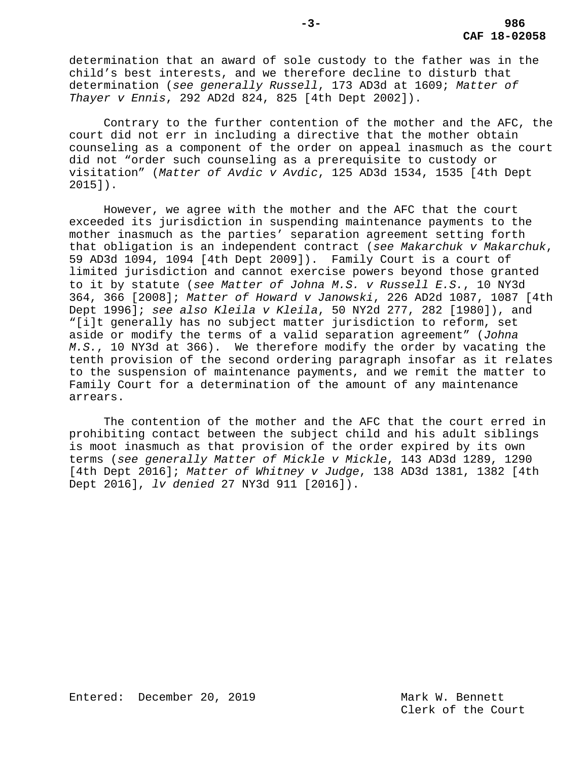determination that an award of sole custody to the father was in the child's best interests, and we therefore decline to disturb that determination (*see generally Russell*, 173 AD3d at 1609; *Matter of Thayer v Ennis*, 292 AD2d 824, 825 [4th Dept 2002]).

Contrary to the further contention of the mother and the AFC, the court did not err in including a directive that the mother obtain counseling as a component of the order on appeal inasmuch as the court did not "order such counseling as a prerequisite to custody or visitation" (*Matter of Avdic v Avdic*, 125 AD3d 1534, 1535 [4th Dept 2015]).

However, we agree with the mother and the AFC that the court exceeded its jurisdiction in suspending maintenance payments to the mother inasmuch as the parties' separation agreement setting forth that obligation is an independent contract (*see Makarchuk v Makarchuk*, 59 AD3d 1094, 1094 [4th Dept 2009]). Family Court is a court of limited jurisdiction and cannot exercise powers beyond those granted to it by statute (*see Matter of Johna M.S. v Russell E.S.*, 10 NY3d 364, 366 [2008]; *Matter of Howard v Janowski*, 226 AD2d 1087, 1087 [4th Dept 1996]; *see also Kleila v Kleila*, 50 NY2d 277, 282 [1980]), and "[i]t generally has no subject matter jurisdiction to reform, set aside or modify the terms of a valid separation agreement" (*Johna M.S.*, 10 NY3d at 366). We therefore modify the order by vacating the tenth provision of the second ordering paragraph insofar as it relates to the suspension of maintenance payments, and we remit the matter to Family Court for a determination of the amount of any maintenance arrears.

The contention of the mother and the AFC that the court erred in prohibiting contact between the subject child and his adult siblings is moot inasmuch as that provision of the order expired by its own terms (*see generally Matter of Mickle v Mickle*, 143 AD3d 1289, 1290 [4th Dept 2016]; *Matter of Whitney v Judge*, 138 AD3d 1381, 1382 [4th Dept 2016], *lv denied* 27 NY3d 911 [2016]).

Entered: December 20, 2019

Mark W. Bennett
Clerk of the Court